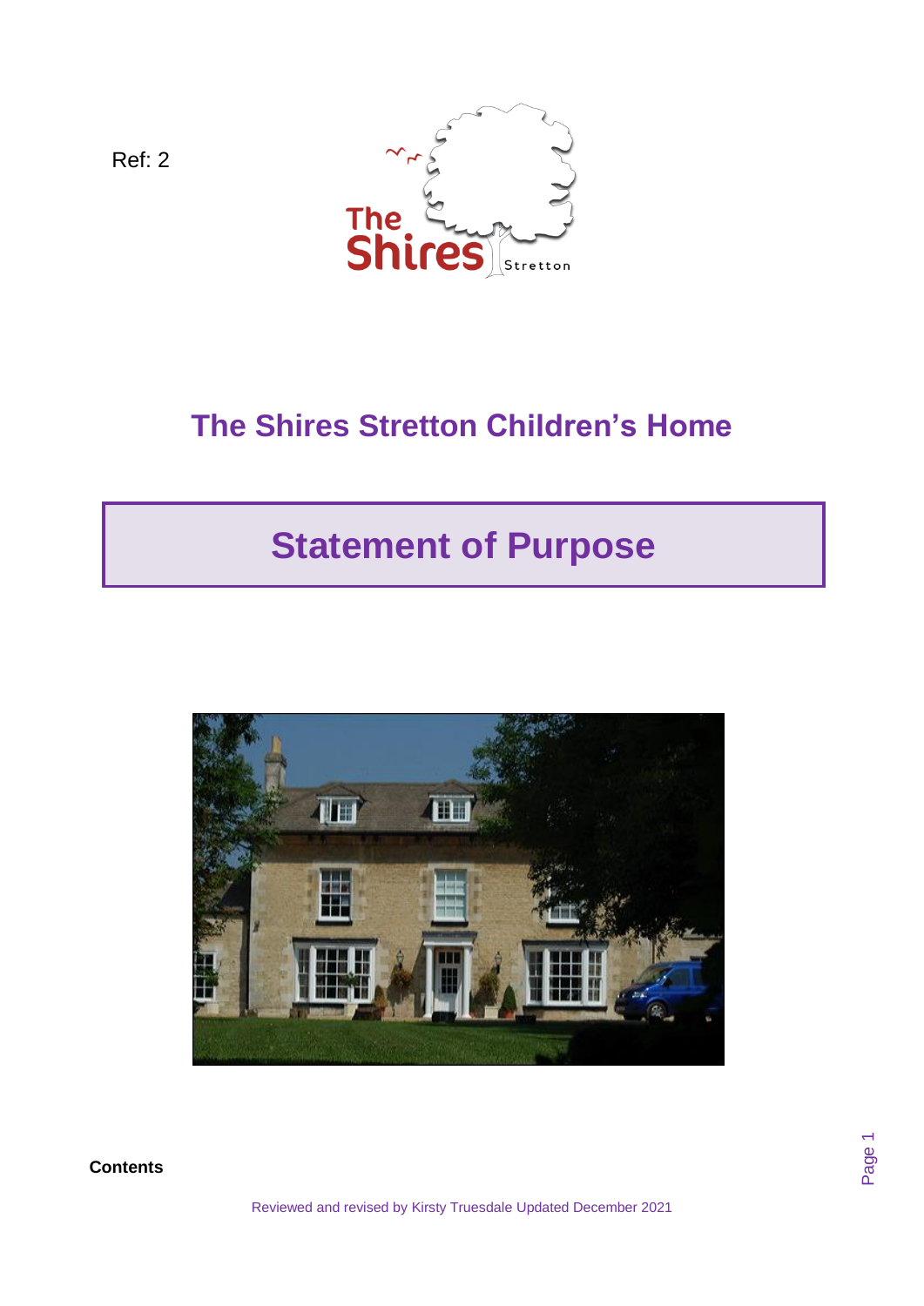Ref: 2

# The Shires Stretton Children's Home

## Statement of Purpose

**Contents**

Reviewed and revised by Kirsty Truesdale Updated December 2021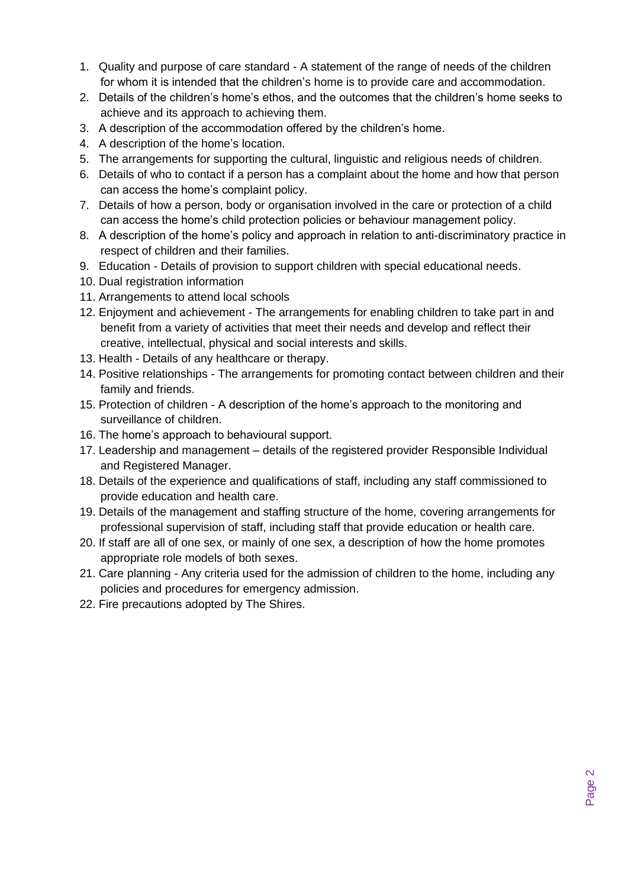1. Quality and purpose of care standard - A statement of the range of needs of the children for whom it is intended that the children's home is to provide care and accommodation.
2. Details of the children's home's ethos, and the outcomes that the children's home seeks to achieve and its approach to achieving them.
3. A description of the accommodation offered by the children's home.
4. A description of the home's location.
5. The arrangements for supporting the cultural, linguistic and religious needs of children.
6. Details of who to contact if a person has a complaint about the home and how that person can access the home's complaint policy.
7. Details of how a person, body or organisation involved in the care or protection of a child can access the home's child protection policies or behaviour management policy.
8. A description of the home's policy and approach in relation to anti-discriminatory practice in respect of children and their families.
9. Education - Details of provision to support children with special educational needs.
10. Dual registration information
11. Arrangements to attend local schools
12. Enjoyment and achievement - The arrangements for enabling children to take part in and benefit from a variety of activities that meet their needs and develop and reflect their creative, intellectual, physical and social interests and skills.
13. Health - Details of any healthcare or therapy.
14. Positive relationships - The arrangements for promoting contact between children and their family and friends.
15. Protection of children - A description of the home's approach to the monitoring and surveillance of children.
16. The home's approach to behavioural support.
17. Leadership and management – details of the registered provider Responsible Individual and Registered Manager.
18. Details of the experience and qualifications of staff, including any staff commissioned to provide education and health care.
19. Details of the management and staffing structure of the home, covering arrangements for professional supervision of staff, including staff that provide education or health care.
20. If staff are all of one sex, or mainly of one sex, a description of how the home promotes appropriate role models of both sexes.
21. Care planning - Any criteria used for the admission of children to the home, including any policies and procedures for emergency admission.
22. Fire precautions adopted by The Shires.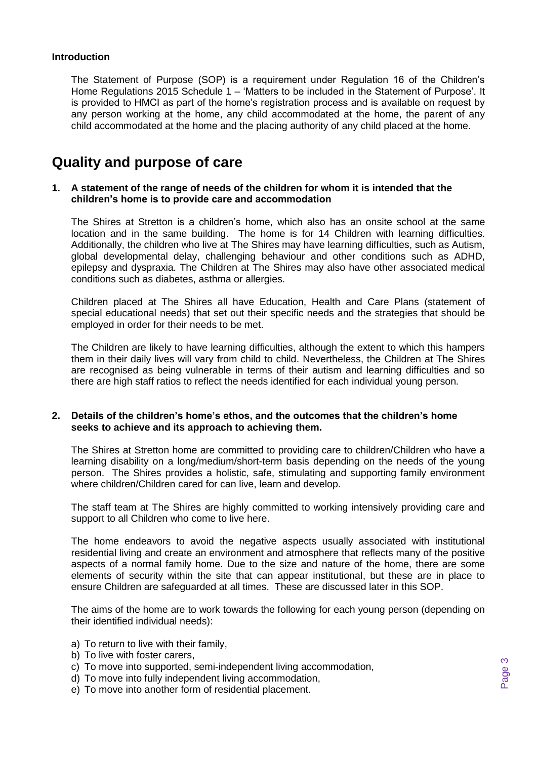**Introduction**

The Statement of Purpose (SOP) is a requirement under Regulation 16 of the Children's Home Regulations 2015 Schedule 1 – 'Matters to be included in the Statement of Purpose'. It is provided to HMCI as part of the home's registration process and is available on request by any person working at the home, any child accommodated at the home, the parent of any child accommodated at the home and the placing authority of any child placed at the home.

# Quality and purpose of care

**1. A statement of the range of needs of the children for whom it is intended that the children's home is to provide care and accommodation**

The Shires at Stretton is a children's home, which also has an onsite school at the same location and in the same building. The home is for 14 Children with learning difficulties. Additionally, the children who live at The Shires may have learning difficulties, such as Autism, global developmental delay, challenging behaviour and other conditions such as ADHD, epilepsy and dyspraxia. The Children at The Shires may also have other associated medical conditions such as diabetes, asthma or allergies.

Children placed at The Shires all have Education, Health and Care Plans (statement of special educational needs) that set out their specific needs and the strategies that should be employed in order for their needs to be met.

The Children are likely to have learning difficulties, although the extent to which this hampers them in their daily lives will vary from child to child. Nevertheless, the Children at The Shires are recognised as being vulnerable in terms of their autism and learning difficulties and so there are high staff ratios to reflect the needs identified for each individual young person.

**2. Details of the children's home's ethos, and the outcomes that the children's home seeks to achieve and its approach to achieving them.**

The Shires at Stretton home are committed to providing care to children/Children who have a learning disability on a long/medium/short-term basis depending on the needs of the young person. The Shires provides a holistic, safe, stimulating and supporting family environment where children/Children cared for can live, learn and develop.

The staff team at The Shires are highly committed to working intensively providing care and support to all Children who come to live here.

The home endeavors to avoid the negative aspects usually associated with institutional residential living and create an environment and atmosphere that reflects many of the positive aspects of a normal family home. Due to the size and nature of the home, there are some elements of security within the site that can appear institutional, but these are in place to ensure Children are safeguarded at all times. These are discussed later in this SOP.

The aims of the home are to work towards the following for each young person (depending on their identified individual needs):

a) To return to live with their family,
b) To live with foster carers,
c) To move into supported, semi-independent living accommodation,
d) To move into fully independent living accommodation,
e) To move into another form of residential placement.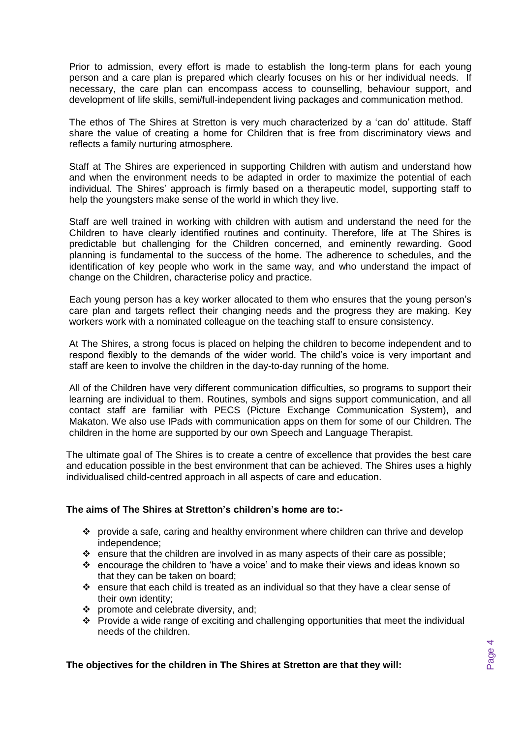Prior to admission, every effort is made to establish the long-term plans for each young person and a care plan is prepared which clearly focuses on his or her individual needs. If necessary, the care plan can encompass access to counselling, behaviour support, and development of life skills, semi/full-independent living packages and communication method.

The ethos of The Shires at Stretton is very much characterized by a 'can do' attitude. Staff share the value of creating a home for Children that is free from discriminatory views and reflects a family nurturing atmosphere.

Staff at The Shires are experienced in supporting Children with autism and understand how and when the environment needs to be adapted in order to maximize the potential of each individual. The Shires' approach is firmly based on a therapeutic model, supporting staff to help the youngsters make sense of the world in which they live.

Staff are well trained in working with children with autism and understand the need for the Children to have clearly identified routines and continuity. Therefore, life at The Shires is predictable but challenging for the Children concerned, and eminently rewarding. Good planning is fundamental to the success of the home. The adherence to schedules, and the identification of key people who work in the same way, and who understand the impact of change on the Children, characterise policy and practice.

Each young person has a key worker allocated to them who ensures that the young person's care plan and targets reflect their changing needs and the progress they are making. Key workers work with a nominated colleague on the teaching staff to ensure consistency.

At The Shires, a strong focus is placed on helping the children to become independent and to respond flexibly to the demands of the wider world. The child's voice is very important and staff are keen to involve the children in the day-to-day running of the home.

All of the Children have very different communication difficulties, so programs to support their learning are individual to them. Routines, symbols and signs support communication, and all contact staff are familiar with PECS (Picture Exchange Communication System), and Makaton. We also use IPads with communication apps on them for some of our Children. The children in the home are supported by our own Speech and Language Therapist.

The ultimate goal of The Shires is to create a centre of excellence that provides the best care and education possible in the best environment that can be achieved. The Shires uses a highly individualised child-centred approach in all aspects of care and education.

**The aims of The Shires at Stretton's children's home are to:-**

- provide a safe, caring and healthy environment where children can thrive and develop independence;
- ensure that the children are involved in as many aspects of their care as possible;
- encourage the children to 'have a voice' and to make their views and ideas known so that they can be taken on board;
- ensure that each child is treated as an individual so that they have a clear sense of their own identity;
- promote and celebrate diversity, and;
- Provide a wide range of exciting and challenging opportunities that meet the individual needs of the children.

**The objectives for the children in The Shires at Stretton are that they will:**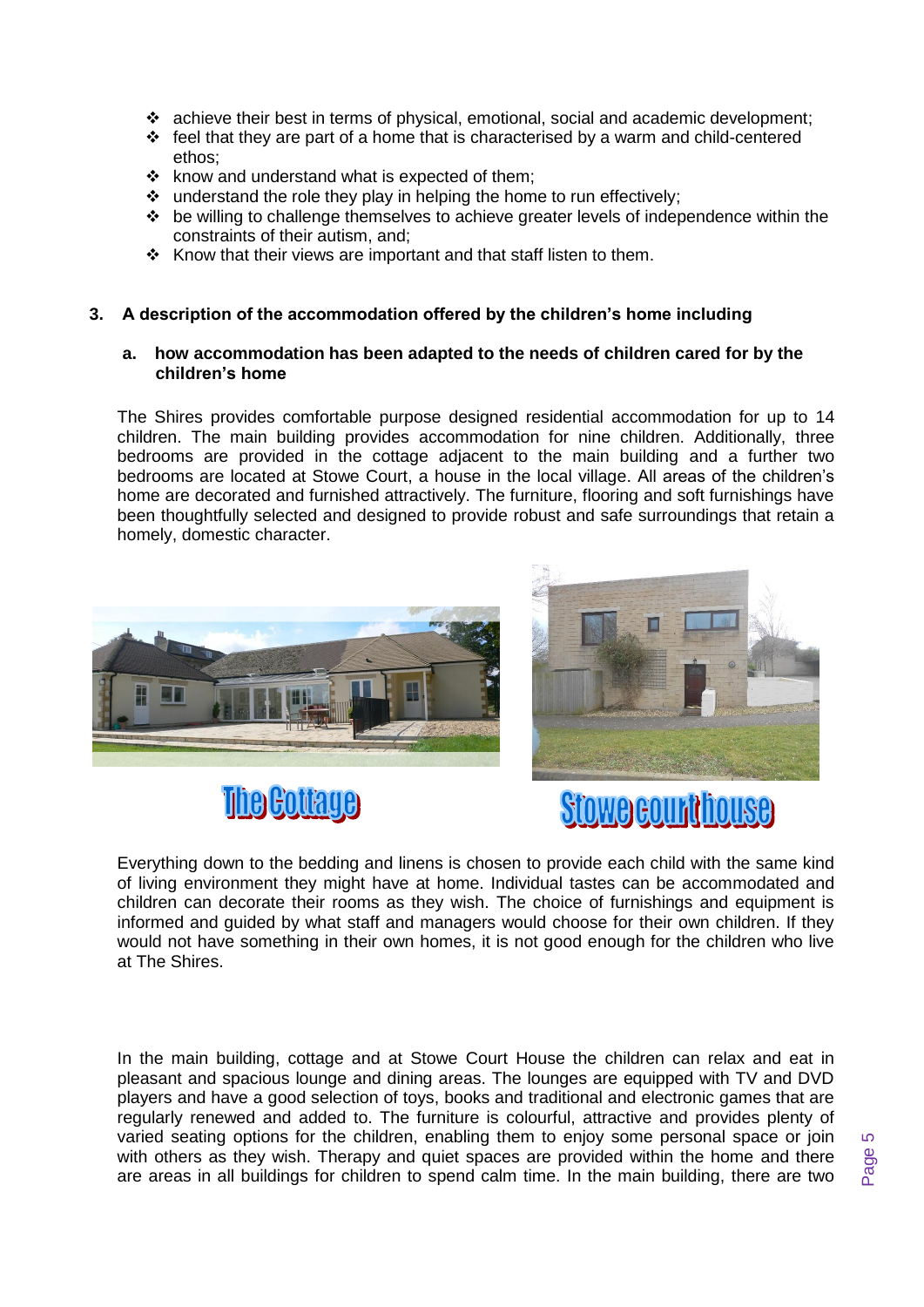- achieve their best in terms of physical, emotional, social and academic development;
- feel that they are part of a home that is characterised by a warm and child-centered ethos;
- know and understand what is expected of them;
- understand the role they play in helping the home to run effectively;
- be willing to challenge themselves to achieve greater levels of independence within the constraints of their autism, and;
- Know that their views are important and that staff listen to them.

## 3. A description of the accommodation offered by the children's home including

### a. how accommodation has been adapted to the needs of children cared for by the children's home

The Shires provides comfortable purpose designed residential accommodation for up to 14 children. The main building provides accommodation for nine children. Additionally, three bedrooms are provided in the cottage adjacent to the main building and a further two bedrooms are located at Stowe Court, a house in the local village. All areas of the children's home are decorated and furnished attractively. The furniture, flooring and soft furnishings have been thoughtfully selected and designed to provide robust and safe surroundings that retain a homely, domestic character.

The Cottage

Stowe court house

Everything down to the bedding and linens is chosen to provide each child with the same kind of living environment they might have at home. Individual tastes can be accommodated and children can decorate their rooms as they wish. The choice of furnishings and equipment is informed and guided by what staff and managers would choose for their own children. If they would not have something in their own homes, it is not good enough for the children who live at The Shires.

In the main building, cottage and at Stowe Court House the children can relax and eat in pleasant and spacious lounge and dining areas. The lounges are equipped with TV and DVD players and have a good selection of toys, books and traditional and electronic games that are regularly renewed and added to. The furniture is colourful, attractive and provides plenty of varied seating options for the children, enabling them to enjoy some personal space or join with others as they wish. Therapy and quiet spaces are provided within the home and there are areas in all buildings for children to spend calm time. In the main building, there are two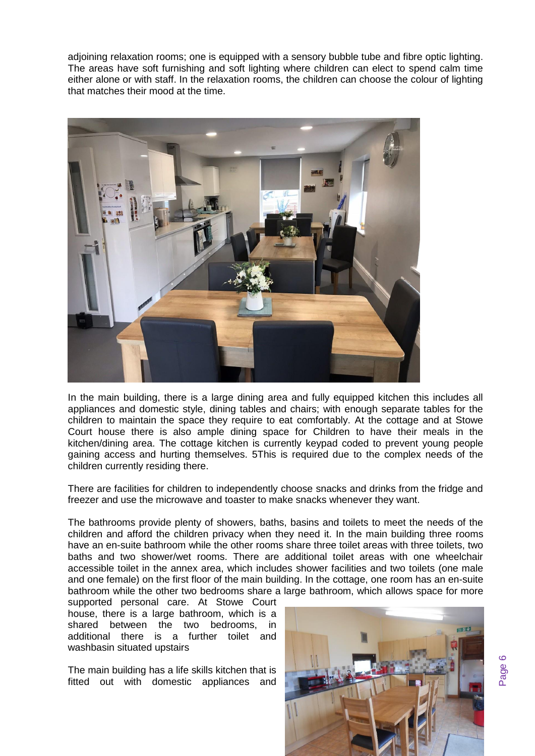adjoining relaxation rooms; one is equipped with a sensory bubble tube and fibre optic lighting. The areas have soft furnishing and soft lighting where children can elect to spend calm time either alone or with staff. In the relaxation rooms, the children can choose the colour of lighting that matches their mood at the time.

In the main building, there is a large dining area and fully equipped kitchen this includes all appliances and domestic style, dining tables and chairs; with enough separate tables for the children to maintain the space they require to eat comfortably. At the cottage and at Stowe Court house there is also ample dining space for Children to have their meals in the kitchen/dining area. The cottage kitchen is currently keypad coded to prevent young people gaining access and hurting themselves. 5This is required due to the complex needs of the children currently residing there.

There are facilities for children to independently choose snacks and drinks from the fridge and freezer and use the microwave and toaster to make snacks whenever they want.

The bathrooms provide plenty of showers, baths, basins and toilets to meet the needs of the children and afford the children privacy when they need it. In the main building three rooms have an en-suite bathroom while the other rooms share three toilet areas with three toilets, two baths and two shower/wet rooms. There are additional toilet areas with one wheelchair accessible toilet in the annex area, which includes shower facilities and two toilets (one male and one female) on the first floor of the main building. In the cottage, one room has an en-suite bathroom while the other two bedrooms share a large bathroom, which allows space for more supported personal care. At Stowe Court house, there is a large bathroom, which is a shared between the two bedrooms, in additional there is a further toilet and washbasin situated upstairs

The main building has a life skills kitchen that is fitted out with domestic appliances and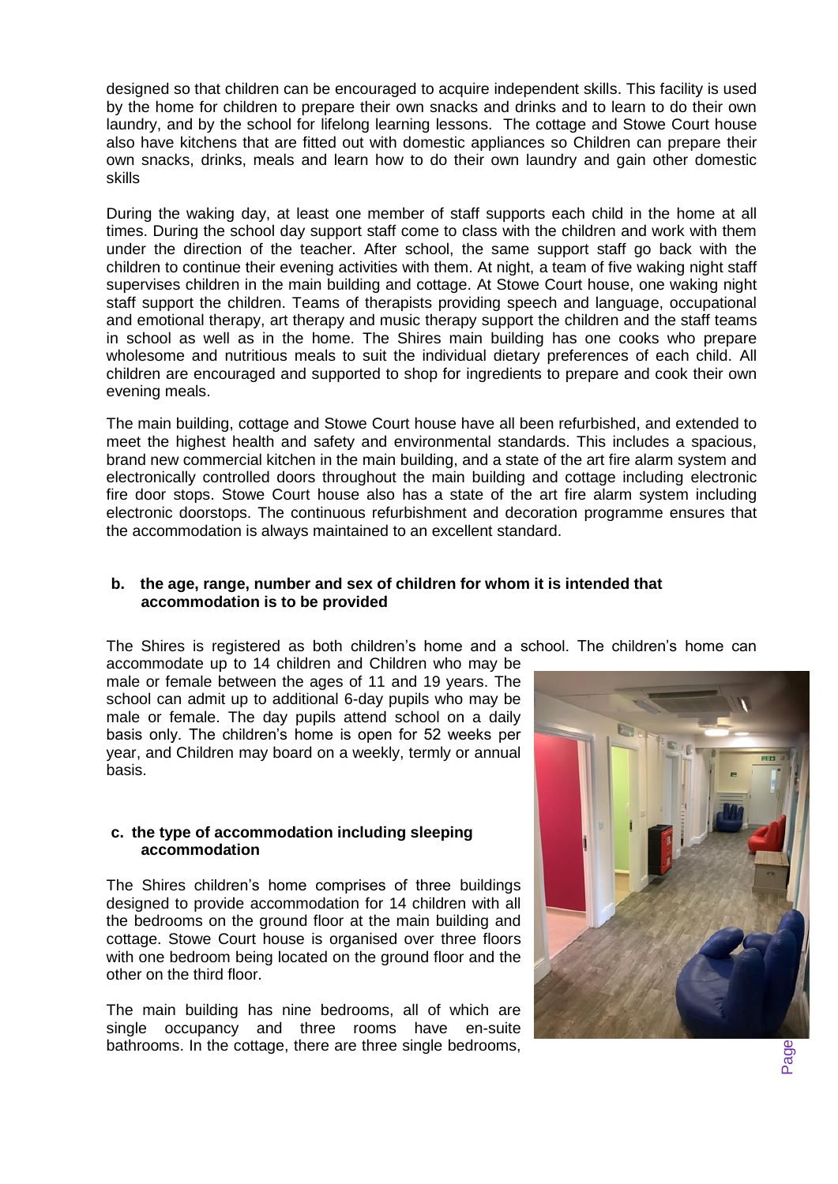designed so that children can be encouraged to acquire independent skills. This facility is used by the home for children to prepare their own snacks and drinks and to learn to do their own laundry, and by the school for lifelong learning lessons. The cottage and Stowe Court house also have kitchens that are fitted out with domestic appliances so Children can prepare their own snacks, drinks, meals and learn how to do their own laundry and gain other domestic skills

During the waking day, at least one member of staff supports each child in the home at all times. During the school day support staff come to class with the children and work with them under the direction of the teacher. After school, the same support staff go back with the children to continue their evening activities with them. At night, a team of five waking night staff supervises children in the main building and cottage. At Stowe Court house, one waking night staff support the children. Teams of therapists providing speech and language, occupational and emotional therapy, art therapy and music therapy support the children and the staff teams in school as well as in the home. The Shires main building has one cooks who prepare wholesome and nutritious meals to suit the individual dietary preferences of each child. All children are encouraged and supported to shop for ingredients to prepare and cook their own evening meals.

The main building, cottage and Stowe Court house have all been refurbished, and extended to meet the highest health and safety and environmental standards. This includes a spacious, brand new commercial kitchen in the main building, and a state of the art fire alarm system and electronically controlled doors throughout the main building and cottage including electronic fire door stops. Stowe Court house also has a state of the art fire alarm system including electronic doorstops. The continuous refurbishment and decoration programme ensures that the accommodation is always maintained to an excellent standard.

**b. the age, range, number and sex of children for whom it is intended that accommodation is to be provided**

The Shires is registered as both children's home and a school. The children's home can accommodate up to 14 children and Children who may be male or female between the ages of 11 and 19 years. The school can admit up to additional 6-day pupils who may be male or female. The day pupils attend school on a daily basis only. The children's home is open for 52 weeks per year, and Children may board on a weekly, termly or annual basis.

**c. the type of accommodation including sleeping accommodation**

The Shires children's home comprises of three buildings designed to provide accommodation for 14 children with all the bedrooms on the ground floor at the main building and cottage. Stowe Court house is organised over three floors with one bedroom being located on the ground floor and the other on the third floor.

The main building has nine bedrooms, all of which are single occupancy and three rooms have en-suite bathrooms. In the cottage, there are three single bedrooms,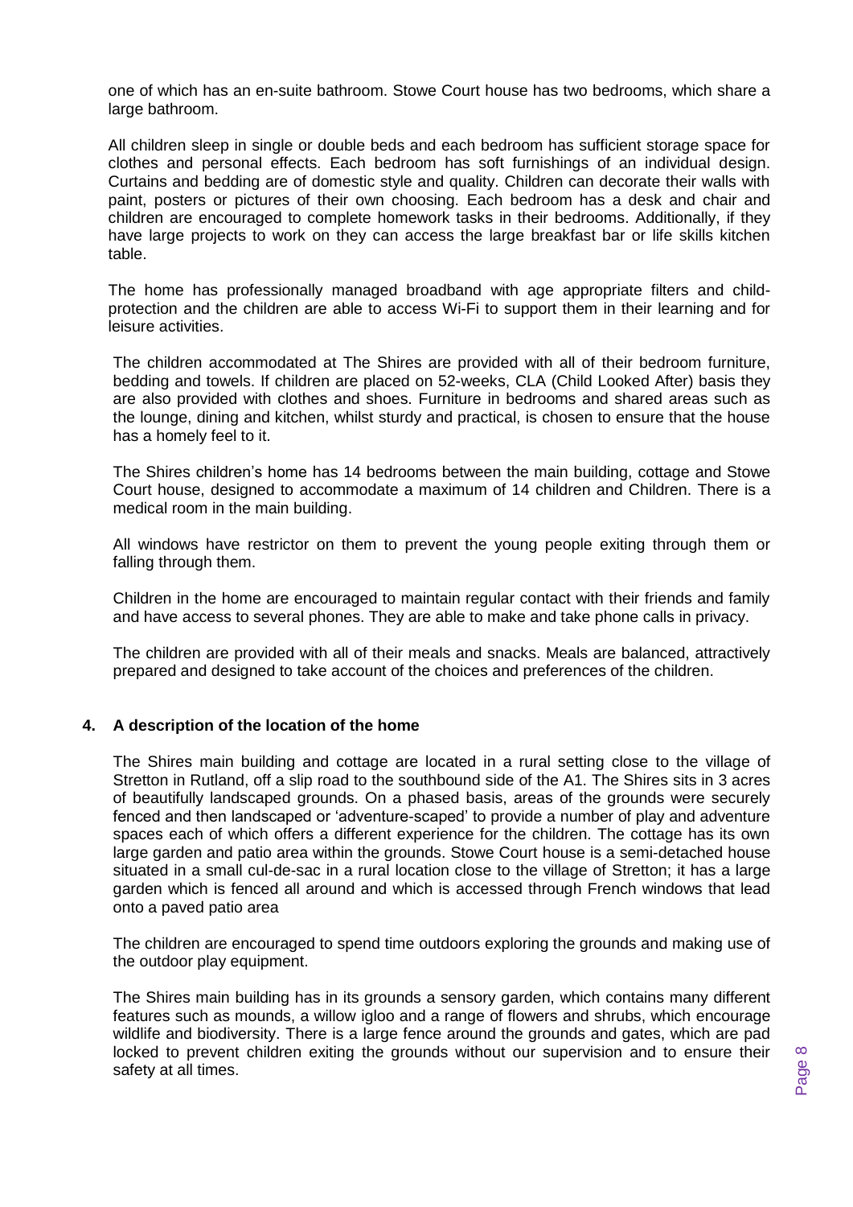one of which has an en-suite bathroom. Stowe Court house has two bedrooms, which share a large bathroom.

All children sleep in single or double beds and each bedroom has sufficient storage space for clothes and personal effects. Each bedroom has soft furnishings of an individual design. Curtains and bedding are of domestic style and quality. Children can decorate their walls with paint, posters or pictures of their own choosing. Each bedroom has a desk and chair and children are encouraged to complete homework tasks in their bedrooms. Additionally, if they have large projects to work on they can access the large breakfast bar or life skills kitchen table.

The home has professionally managed broadband with age appropriate filters and child-protection and the children are able to access Wi-Fi to support them in their learning and for leisure activities.

The children accommodated at The Shires are provided with all of their bedroom furniture, bedding and towels. If children are placed on 52-weeks, CLA (Child Looked After) basis they are also provided with clothes and shoes. Furniture in bedrooms and shared areas such as the lounge, dining and kitchen, whilst sturdy and practical, is chosen to ensure that the house has a homely feel to it.

The Shires children's home has 14 bedrooms between the main building, cottage and Stowe Court house, designed to accommodate a maximum of 14 children and Children. There is a medical room in the main building.

All windows have restrictor on them to prevent the young people exiting through them or falling through them.

Children in the home are encouraged to maintain regular contact with their friends and family and have access to several phones. They are able to make and take phone calls in privacy.

The children are provided with all of their meals and snacks. Meals are balanced, attractively prepared and designed to take account of the choices and preferences of the children.

## 4. A description of the location of the home

The Shires main building and cottage are located in a rural setting close to the village of Stretton in Rutland, off a slip road to the southbound side of the A1. The Shires sits in 3 acres of beautifully landscaped grounds. On a phased basis, areas of the grounds were securely fenced and then landscaped or 'adventure-scaped' to provide a number of play and adventure spaces each of which offers a different experience for the children. The cottage has its own large garden and patio area within the grounds. Stowe Court house is a semi-detached house situated in a small cul-de-sac in a rural location close to the village of Stretton; it has a large garden which is fenced all around and which is accessed through French windows that lead onto a paved patio area

The children are encouraged to spend time outdoors exploring the grounds and making use of the outdoor play equipment.

The Shires main building has in its grounds a sensory garden, which contains many different features such as mounds, a willow igloo and a range of flowers and shrubs, which encourage wildlife and biodiversity. There is a large fence around the grounds and gates, which are pad locked to prevent children exiting the grounds without our supervision and to ensure their safety at all times.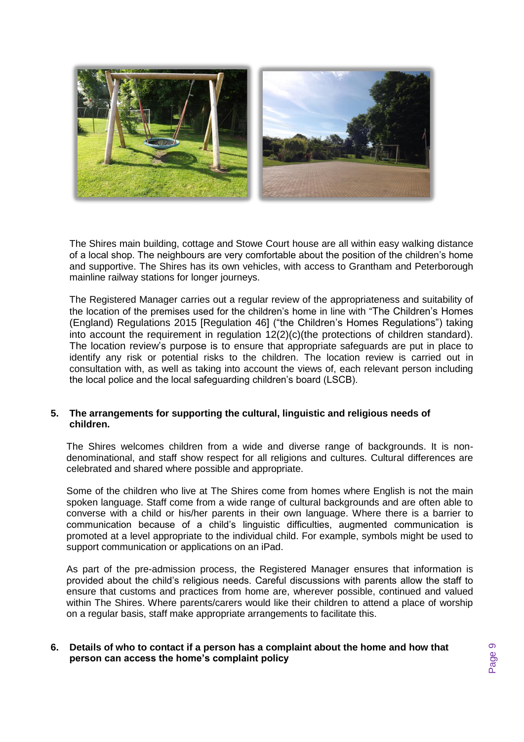The Shires main building, cottage and Stowe Court house are all within easy walking distance of a local shop. The neighbours are very comfortable about the position of the children's home and supportive. The Shires has its own vehicles, with access to Grantham and Peterborough mainline railway stations for longer journeys.

The Registered Manager carries out a regular review of the appropriateness and suitability of the location of the premises used for the children's home in line with "The Children's Homes (England) Regulations 2015 [Regulation 46] ("the Children's Homes Regulations") taking into account the requirement in regulation 12(2)(c)(the protections of children standard). The location review's purpose is to ensure that appropriate safeguards are put in place to identify any risk or potential risks to the children. The location review is carried out in consultation with, as well as taking into account the views of, each relevant person including the local police and the local safeguarding children's board (LSCB).

## 5. The arrangements for supporting the cultural, linguistic and religious needs of children.

The Shires welcomes children from a wide and diverse range of backgrounds. It is non-denominational, and staff show respect for all religions and cultures. Cultural differences are celebrated and shared where possible and appropriate.

Some of the children who live at The Shires come from homes where English is not the main spoken language. Staff come from a wide range of cultural backgrounds and are often able to converse with a child or his/her parents in their own language. Where there is a barrier to communication because of a child's linguistic difficulties, augmented communication is promoted at a level appropriate to the individual child. For example, symbols might be used to support communication or applications on an iPad.

As part of the pre-admission process, the Registered Manager ensures that information is provided about the child's religious needs. Careful discussions with parents allow the staff to ensure that customs and practices from home are, wherever possible, continued and valued within The Shires. Where parents/carers would like their children to attend a place of worship on a regular basis, staff make appropriate arrangements to facilitate this.

## 6. Details of who to contact if a person has a complaint about the home and how that person can access the home's complaint policy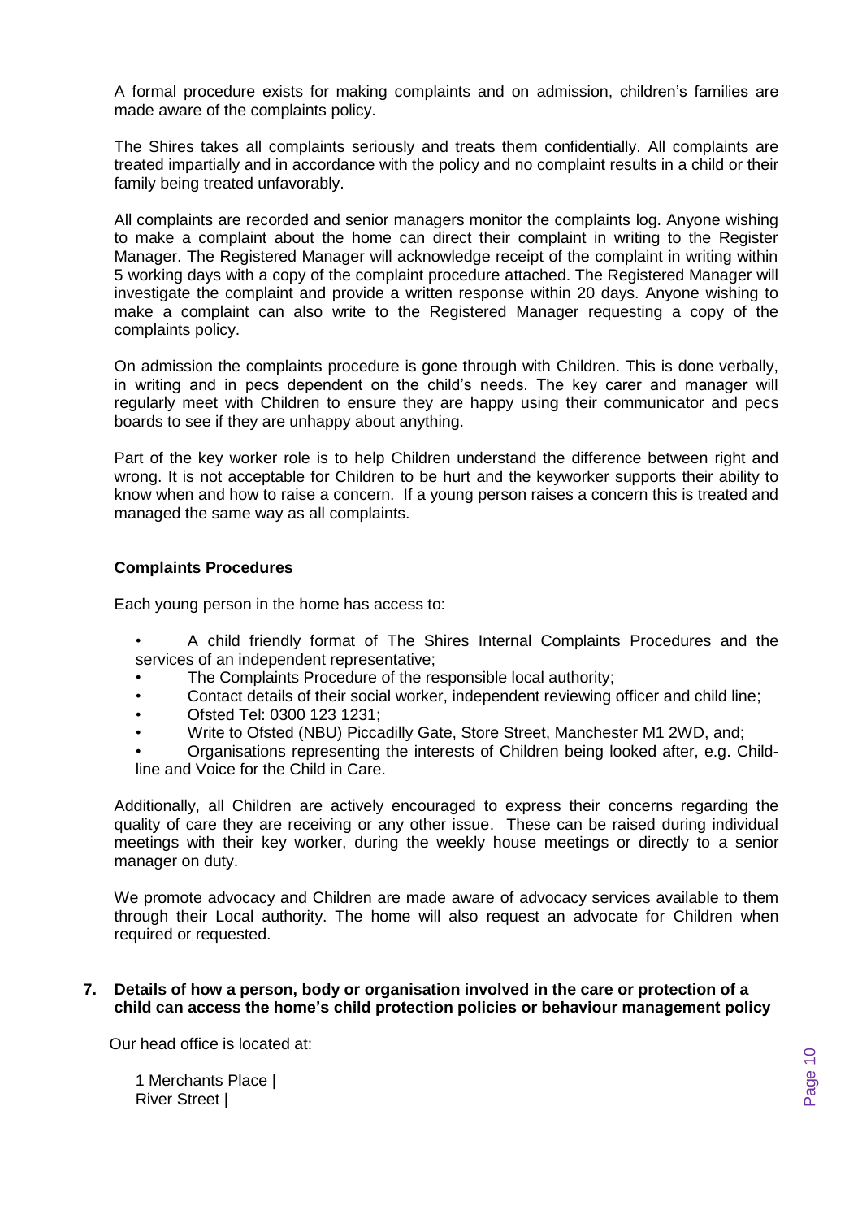A formal procedure exists for making complaints and on admission, children's families are made aware of the complaints policy.

The Shires takes all complaints seriously and treats them confidentially. All complaints are treated impartially and in accordance with the policy and no complaint results in a child or their family being treated unfavorably.

All complaints are recorded and senior managers monitor the complaints log. Anyone wishing to make a complaint about the home can direct their complaint in writing to the Register Manager. The Registered Manager will acknowledge receipt of the complaint in writing within 5 working days with a copy of the complaint procedure attached. The Registered Manager will investigate the complaint and provide a written response within 20 days. Anyone wishing to make a complaint can also write to the Registered Manager requesting a copy of the complaints policy.

On admission the complaints procedure is gone through with Children. This is done verbally, in writing and in pecs dependent on the child's needs. The key carer and manager will regularly meet with Children to ensure they are happy using their communicator and pecs boards to see if they are unhappy about anything.

Part of the key worker role is to help Children understand the difference between right and wrong. It is not acceptable for Children to be hurt and the keyworker supports their ability to know when and how to raise a concern. If a young person raises a concern this is treated and managed the same way as all complaints.

**Complaints Procedures**

Each young person in the home has access to:

- A child friendly format of The Shires Internal Complaints Procedures and the services of an independent representative;
- The Complaints Procedure of the responsible local authority;
- Contact details of their social worker, independent reviewing officer and child line;
- Ofsted Tel: 0300 123 1231;
- Write to Ofsted (NBU) Piccadilly Gate, Store Street, Manchester M1 2WD, and;
- Organisations representing the interests of Children being looked after, e.g. Child-line and Voice for the Child in Care.

Additionally, all Children are actively encouraged to express their concerns regarding the quality of care they are receiving or any other issue. These can be raised during individual meetings with their key worker, during the weekly house meetings or directly to a senior manager on duty.

We promote advocacy and Children are made aware of advocacy services available to them through their Local authority. The home will also request an advocate for Children when required or requested.

**7. Details of how a person, body or organisation involved in the care or protection of a child can access the home's child protection policies or behaviour management policy**

Our head office is located at:

1 Merchants Place |
River Street |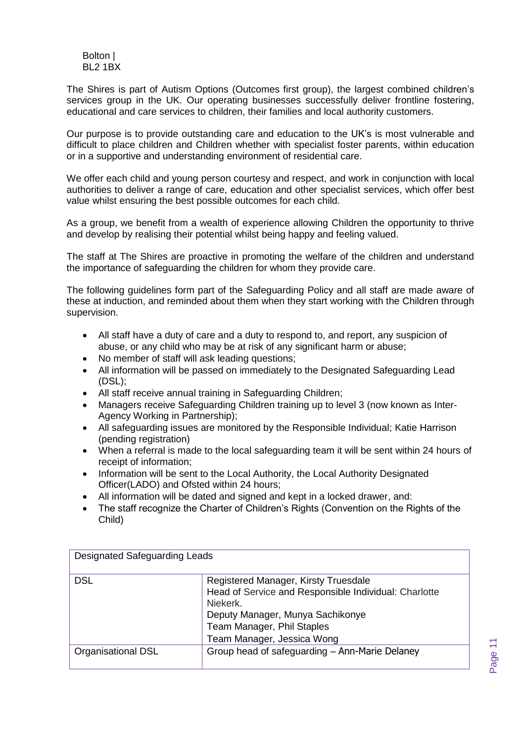Bolton |
BL2 1BX

The Shires is part of Autism Options (Outcomes first group), the largest combined children's services group in the UK. Our operating businesses successfully deliver frontline fostering, educational and care services to children, their families and local authority customers.

Our purpose is to provide outstanding care and education to the UK's is most vulnerable and difficult to place children and Children whether with specialist foster parents, within education or in a supportive and understanding environment of residential care.

We offer each child and young person courtesy and respect, and work in conjunction with local authorities to deliver a range of care, education and other specialist services, which offer best value whilst ensuring the best possible outcomes for each child.

As a group, we benefit from a wealth of experience allowing Children the opportunity to thrive and develop by realising their potential whilst being happy and feeling valued.

The staff at The Shires are proactive in promoting the welfare of the children and understand the importance of safeguarding the children for whom they provide care.

The following guidelines form part of the Safeguarding Policy and all staff are made aware of these at induction, and reminded about them when they start working with the Children through supervision.

- All staff have a duty of care and a duty to respond to, and report, any suspicion of abuse, or any child who may be at risk of any significant harm or abuse;
- No member of staff will ask leading questions;
- All information will be passed on immediately to the Designated Safeguarding Lead (DSL);
- All staff receive annual training in Safeguarding Children;
- Managers receive Safeguarding Children training up to level 3 (now known as Inter-Agency Working in Partnership);
- All safeguarding issues are monitored by the Responsible Individual; Katie Harrison (pending registration)
- When a referral is made to the local safeguarding team it will be sent within 24 hours of receipt of information;
- Information will be sent to the Local Authority, the Local Authority Designated Officer(LADO) and Ofsted within 24 hours;
- All information will be dated and signed and kept in a locked drawer, and:
- The staff recognize the Charter of Children's Rights (Convention on the Rights of the Child)

| Designated Safeguarding Leads | |
|---|---|
| DSL | Registered Manager, Kirsty Truesdale<br>Head of Service and Responsible Individual: Charlotte Niekerk.<br>Deputy Manager, Munya Sachikonye<br>Team Manager, Phil Staples<br>Team Manager, Jessica Wong |
| Organisational DSL | Group head of safeguarding – Ann-Marie Delaney |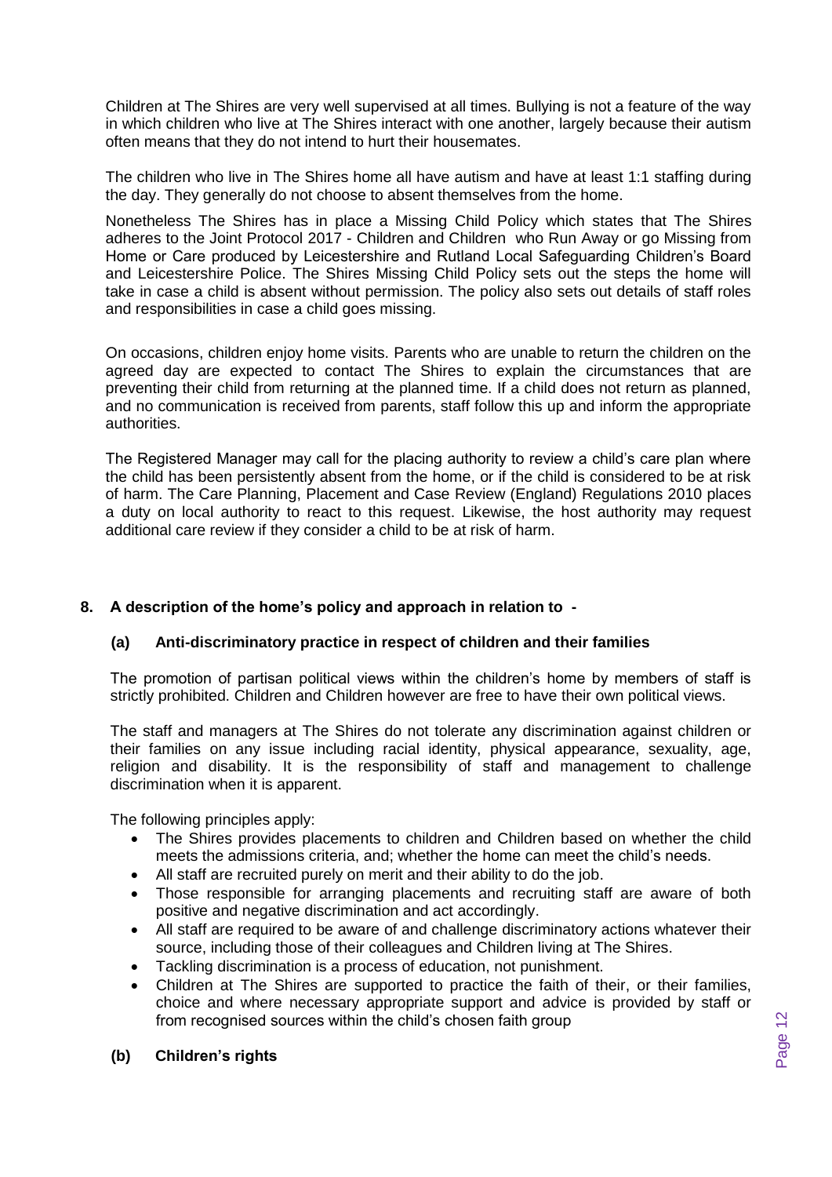Children at The Shires are very well supervised at all times. Bullying is not a feature of the way in which children who live at The Shires interact with one another, largely because their autism often means that they do not intend to hurt their housemates.

The children who live in The Shires home all have autism and have at least 1:1 staffing during the day. They generally do not choose to absent themselves from the home.

Nonetheless The Shires has in place a Missing Child Policy which states that The Shires adheres to the Joint Protocol 2017 - Children and Children who Run Away or go Missing from Home or Care produced by Leicestershire and Rutland Local Safeguarding Children's Board and Leicestershire Police. The Shires Missing Child Policy sets out the steps the home will take in case a child is absent without permission. The policy also sets out details of staff roles and responsibilities in case a child goes missing.

On occasions, children enjoy home visits. Parents who are unable to return the children on the agreed day are expected to contact The Shires to explain the circumstances that are preventing their child from returning at the planned time. If a child does not return as planned, and no communication is received from parents, staff follow this up and inform the appropriate authorities.

The Registered Manager may call for the placing authority to review a child's care plan where the child has been persistently absent from the home, or if the child is considered to be at risk of harm. The Care Planning, Placement and Case Review (England) Regulations 2010 places a duty on local authority to react to this request. Likewise, the host authority may request additional care review if they consider a child to be at risk of harm.

## 8. A description of the home's policy and approach in relation to -

### (a) Anti-discriminatory practice in respect of children and their families

The promotion of partisan political views within the children's home by members of staff is strictly prohibited. Children and Children however are free to have their own political views.

The staff and managers at The Shires do not tolerate any discrimination against children or their families on any issue including racial identity, physical appearance, sexuality, age, religion and disability. It is the responsibility of staff and management to challenge discrimination when it is apparent.

The following principles apply:

- The Shires provides placements to children and Children based on whether the child meets the admissions criteria, and; whether the home can meet the child's needs.
- All staff are recruited purely on merit and their ability to do the job.
- Those responsible for arranging placements and recruiting staff are aware of both positive and negative discrimination and act accordingly.
- All staff are required to be aware of and challenge discriminatory actions whatever their source, including those of their colleagues and Children living at The Shires.
- Tackling discrimination is a process of education, not punishment.
- Children at The Shires are supported to practice the faith of their, or their families, choice and where necessary appropriate support and advice is provided by staff or from recognised sources within the child's chosen faith group

### (b) Children's rights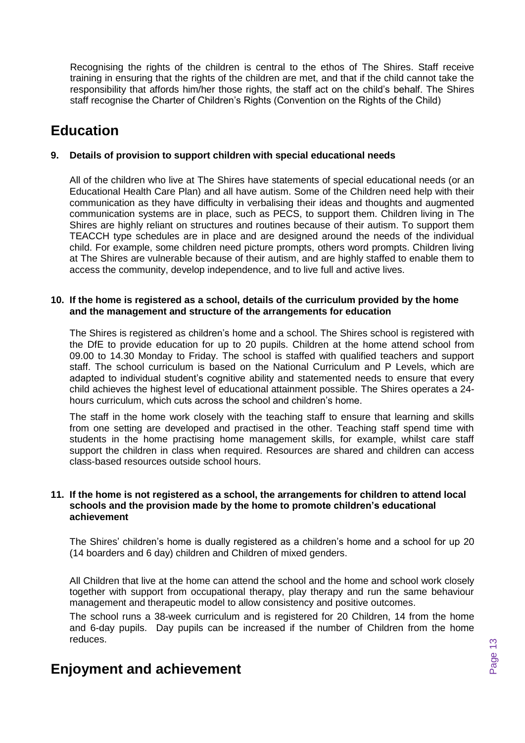Recognising the rights of the children is central to the ethos of The Shires. Staff receive training in ensuring that the rights of the children are met, and that if the child cannot take the responsibility that affords him/her those rights, the staff act on the child's behalf. The Shires staff recognise the Charter of Children's Rights (Convention on the Rights of the Child)

# Education

**9. Details of provision to support children with special educational needs**

All of the children who live at The Shires have statements of special educational needs (or an Educational Health Care Plan) and all have autism. Some of the Children need help with their communication as they have difficulty in verbalising their ideas and thoughts and augmented communication systems are in place, such as PECS, to support them. Children living in The Shires are highly reliant on structures and routines because of their autism. To support them TEACCH type schedules are in place and are designed around the needs of the individual child. For example, some children need picture prompts, others word prompts. Children living at The Shires are vulnerable because of their autism, and are highly staffed to enable them to access the community, develop independence, and to live full and active lives.

**10. If the home is registered as a school, details of the curriculum provided by the home and the management and structure of the arrangements for education**

The Shires is registered as children's home and a school. The Shires school is registered with the DfE to provide education for up to 20 pupils. Children at the home attend school from 09.00 to 14.30 Monday to Friday. The school is staffed with qualified teachers and support staff. The school curriculum is based on the National Curriculum and P Levels, which are adapted to individual student's cognitive ability and statemented needs to ensure that every child achieves the highest level of educational attainment possible. The Shires operates a 24-hours curriculum, which cuts across the school and children's home.

The staff in the home work closely with the teaching staff to ensure that learning and skills from one setting are developed and practised in the other. Teaching staff spend time with students in the home practising home management skills, for example, whilst care staff support the children in class when required. Resources are shared and children can access class-based resources outside school hours.

**11. If the home is not registered as a school, the arrangements for children to attend local schools and the provision made by the home to promote children's educational achievement**

The Shires' children's home is dually registered as a children's home and a school for up 20 (14 boarders and 6 day) children and Children of mixed genders.

All Children that live at the home can attend the school and the home and school work closely together with support from occupational therapy, play therapy and run the same behaviour management and therapeutic model to allow consistency and positive outcomes.

The school runs a 38-week curriculum and is registered for 20 Children, 14 from the home and 6-day pupils. Day pupils can be increased if the number of Children from the home reduces.

# Enjoyment and achievement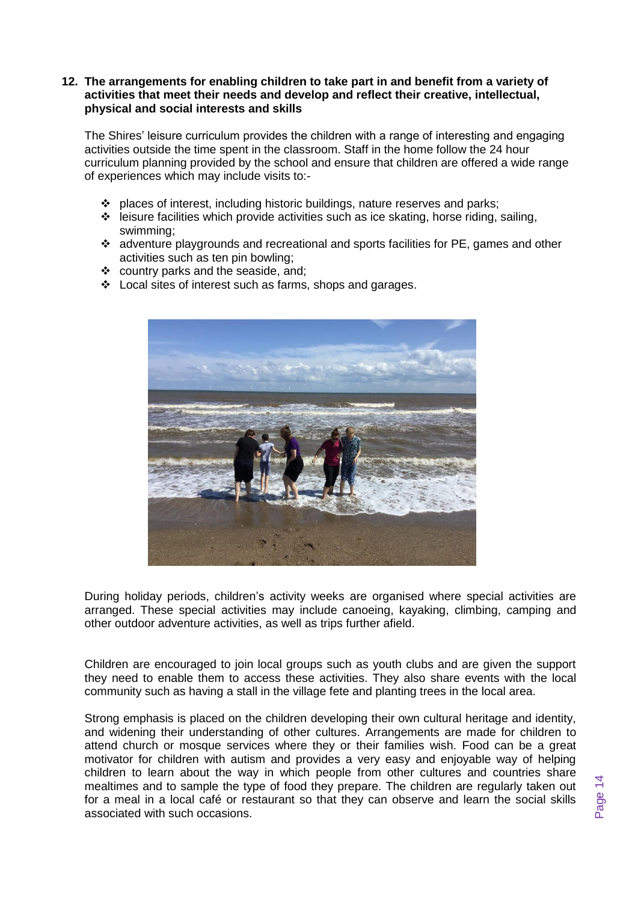**12. The arrangements for enabling children to take part in and benefit from a variety of activities that meet their needs and develop and reflect their creative, intellectual, physical and social interests and skills**

The Shires' leisure curriculum provides the children with a range of interesting and engaging activities outside the time spent in the classroom. Staff in the home follow the 24 hour curriculum planning provided by the school and ensure that children are offered a wide range of experiences which may include visits to:-

- places of interest, including historic buildings, nature reserves and parks;
- leisure facilities which provide activities such as ice skating, horse riding, sailing, swimming;
- adventure playgrounds and recreational and sports facilities for PE, games and other activities such as ten pin bowling;
- country parks and the seaside, and;
- Local sites of interest such as farms, shops and garages.

During holiday periods, children's activity weeks are organised where special activities are arranged. These special activities may include canoeing, kayaking, climbing, camping and other outdoor adventure activities, as well as trips further afield.

Children are encouraged to join local groups such as youth clubs and are given the support they need to enable them to access these activities. They also share events with the local community such as having a stall in the village fete and planting trees in the local area.

Strong emphasis is placed on the children developing their own cultural heritage and identity, and widening their understanding of other cultures. Arrangements are made for children to attend church or mosque services where they or their families wish. Food can be a great motivator for children with autism and provides a very easy and enjoyable way of helping children to learn about the way in which people from other cultures and countries share mealtimes and to sample the type of food they prepare. The children are regularly taken out for a meal in a local café or restaurant so that they can observe and learn the social skills associated with such occasions.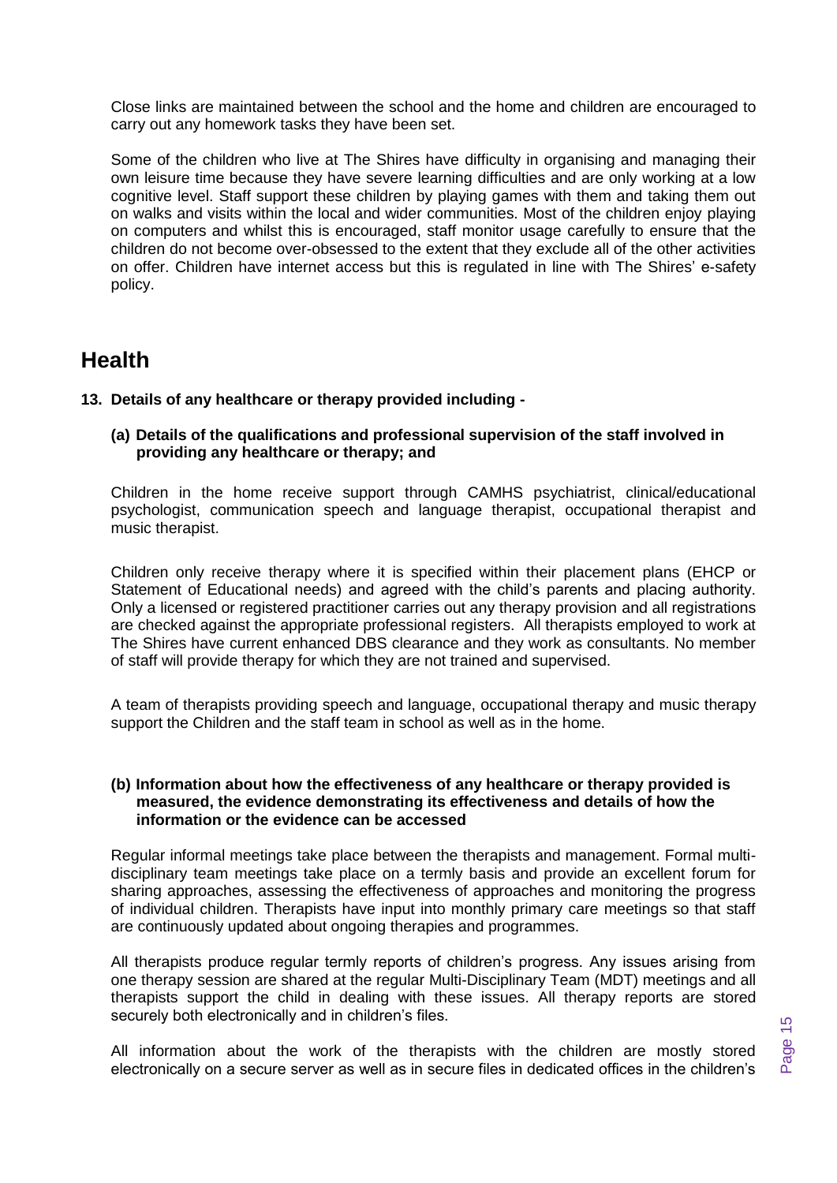Close links are maintained between the school and the home and children are encouraged to carry out any homework tasks they have been set.

Some of the children who live at The Shires have difficulty in organising and managing their own leisure time because they have severe learning difficulties and are only working at a low cognitive level. Staff support these children by playing games with them and taking them out on walks and visits within the local and wider communities. Most of the children enjoy playing on computers and whilst this is encouraged, staff monitor usage carefully to ensure that the children do not become over-obsessed to the extent that they exclude all of the other activities on offer. Children have internet access but this is regulated in line with The Shires' e-safety policy.

# Health

**13. Details of any healthcare or therapy provided including -**

**(a) Details of the qualifications and professional supervision of the staff involved in providing any healthcare or therapy; and**

Children in the home receive support through CAMHS psychiatrist, clinical/educational psychologist, communication speech and language therapist, occupational therapist and music therapist.

Children only receive therapy where it is specified within their placement plans (EHCP or Statement of Educational needs) and agreed with the child's parents and placing authority. Only a licensed or registered practitioner carries out any therapy provision and all registrations are checked against the appropriate professional registers. All therapists employed to work at The Shires have current enhanced DBS clearance and they work as consultants. No member of staff will provide therapy for which they are not trained and supervised.

A team of therapists providing speech and language, occupational therapy and music therapy support the Children and the staff team in school as well as in the home.

**(b) Information about how the effectiveness of any healthcare or therapy provided is measured, the evidence demonstrating its effectiveness and details of how the information or the evidence can be accessed**

Regular informal meetings take place between the therapists and management. Formal multi-disciplinary team meetings take place on a termly basis and provide an excellent forum for sharing approaches, assessing the effectiveness of approaches and monitoring the progress of individual children. Therapists have input into monthly primary care meetings so that staff are continuously updated about ongoing therapies and programmes.

All therapists produce regular termly reports of children's progress. Any issues arising from one therapy session are shared at the regular Multi-Disciplinary Team (MDT) meetings and all therapists support the child in dealing with these issues. All therapy reports are stored securely both electronically and in children's files.

All information about the work of the therapists with the children are mostly stored electronically on a secure server as well as in secure files in dedicated offices in the children's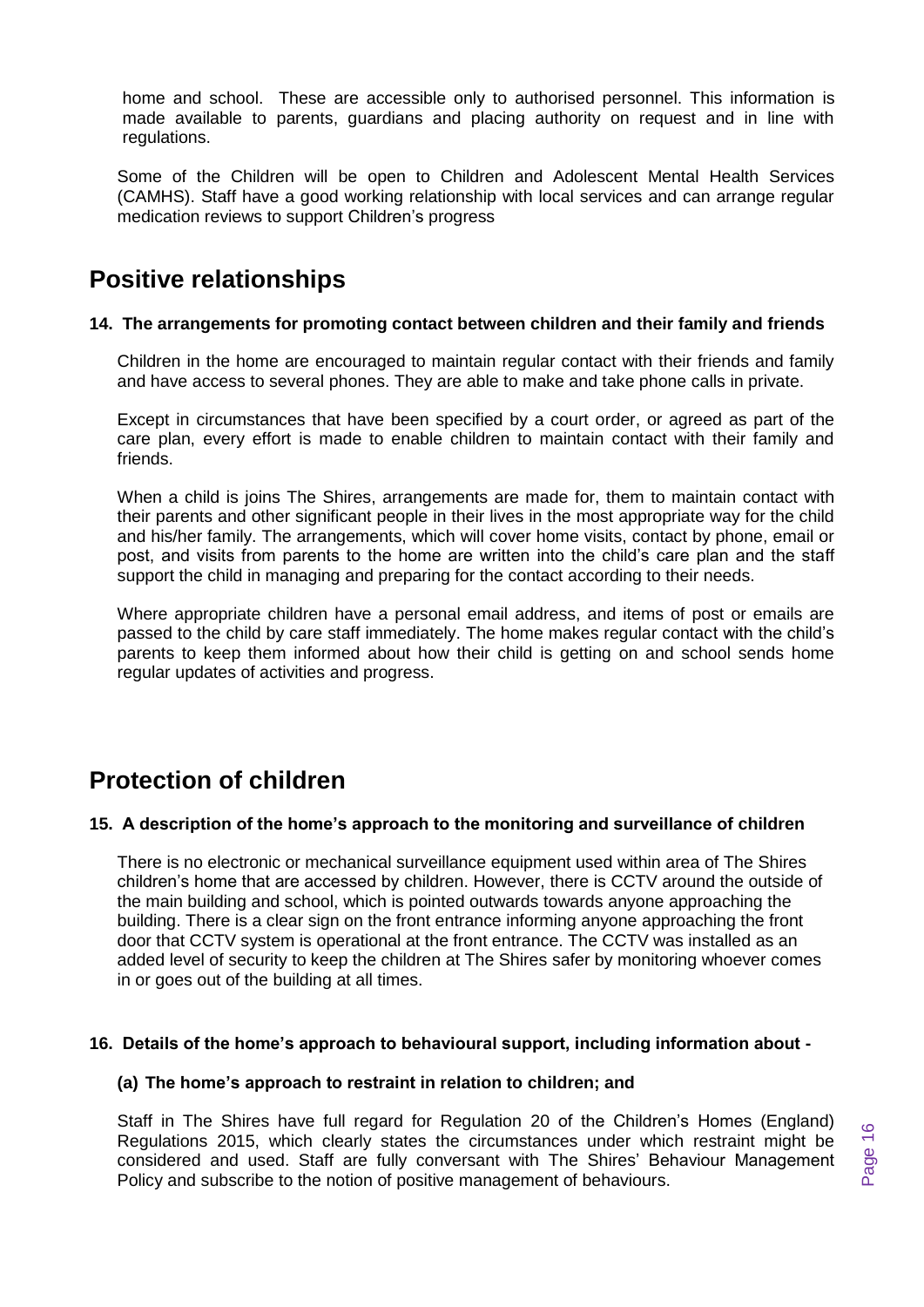home and school. These are accessible only to authorised personnel. This information is made available to parents, guardians and placing authority on request and in line with regulations.

Some of the Children will be open to Children and Adolescent Mental Health Services (CAMHS). Staff have a good working relationship with local services and can arrange regular medication reviews to support Children's progress

## Positive relationships

**14. The arrangements for promoting contact between children and their family and friends**

Children in the home are encouraged to maintain regular contact with their friends and family and have access to several phones. They are able to make and take phone calls in private.

Except in circumstances that have been specified by a court order, or agreed as part of the care plan, every effort is made to enable children to maintain contact with their family and friends.

When a child is joins The Shires, arrangements are made for, them to maintain contact with their parents and other significant people in their lives in the most appropriate way for the child and his/her family. The arrangements, which will cover home visits, contact by phone, email or post, and visits from parents to the home are written into the child's care plan and the staff support the child in managing and preparing for the contact according to their needs.

Where appropriate children have a personal email address, and items of post or emails are passed to the child by care staff immediately. The home makes regular contact with the child's parents to keep them informed about how their child is getting on and school sends home regular updates of activities and progress.

## Protection of children

**15. A description of the home's approach to the monitoring and surveillance of children**

There is no electronic or mechanical surveillance equipment used within area of The Shires children's home that are accessed by children. However, there is CCTV around the outside of the main building and school, which is pointed outwards towards anyone approaching the building. There is a clear sign on the front entrance informing anyone approaching the front door that CCTV system is operational at the front entrance. The CCTV was installed as an added level of security to keep the children at The Shires safer by monitoring whoever comes in or goes out of the building at all times.

**16. Details of the home's approach to behavioural support, including information about -**

**(a) The home's approach to restraint in relation to children; and**

Staff in The Shires have full regard for Regulation 20 of the Children's Homes (England) Regulations 2015, which clearly states the circumstances under which restraint might be considered and used. Staff are fully conversant with The Shires' Behaviour Management Policy and subscribe to the notion of positive management of behaviours.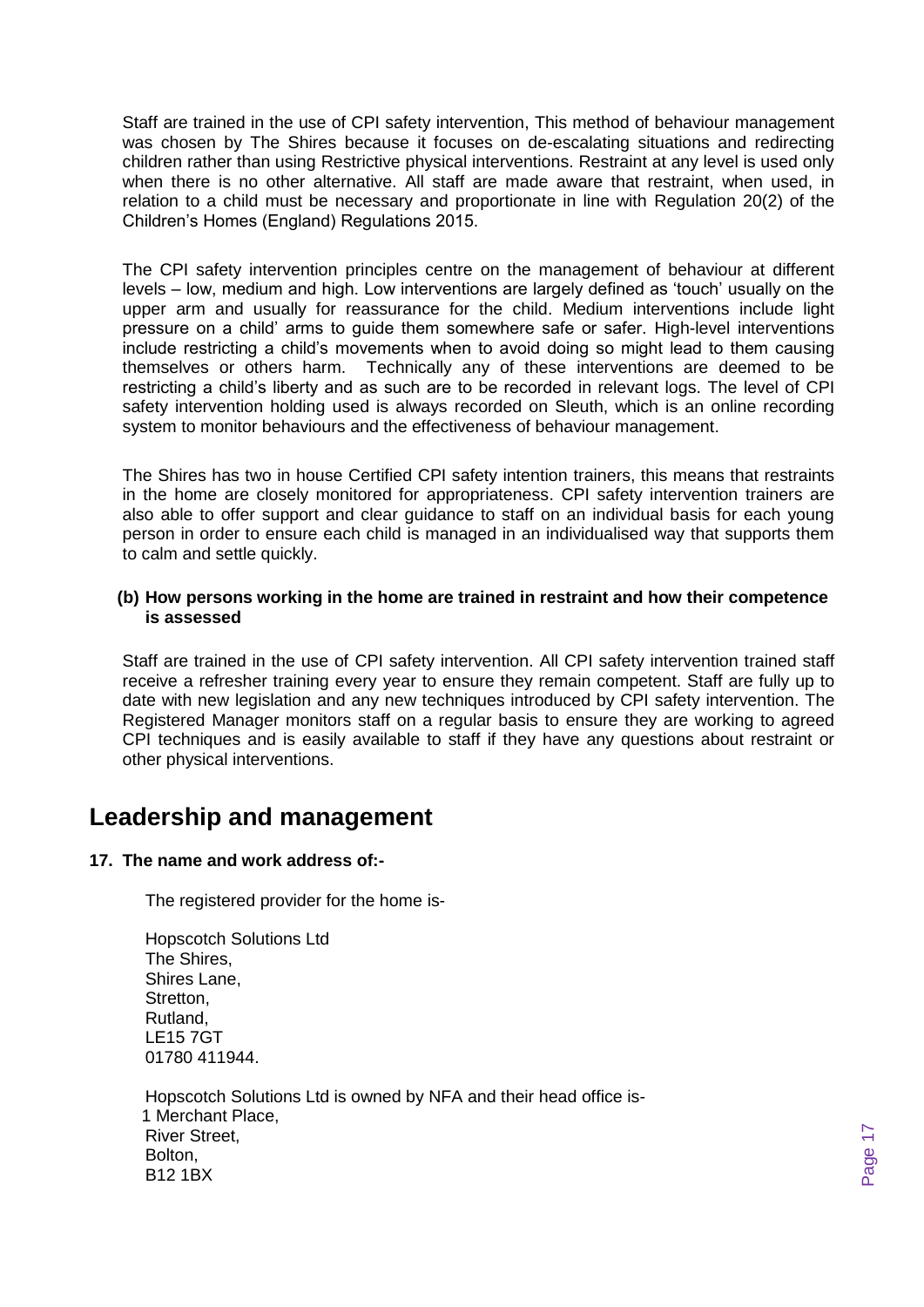Staff are trained in the use of CPI safety intervention, This method of behaviour management was chosen by The Shires because it focuses on de-escalating situations and redirecting children rather than using Restrictive physical interventions. Restraint at any level is used only when there is no other alternative. All staff are made aware that restraint, when used, in relation to a child must be necessary and proportionate in line with Regulation 20(2) of the Children's Homes (England) Regulations 2015.

The CPI safety intervention principles centre on the management of behaviour at different levels – low, medium and high. Low interventions are largely defined as 'touch' usually on the upper arm and usually for reassurance for the child. Medium interventions include light pressure on a child' arms to guide them somewhere safe or safer. High-level interventions include restricting a child's movements when to avoid doing so might lead to them causing themselves or others harm. Technically any of these interventions are deemed to be restricting a child's liberty and as such are to be recorded in relevant logs. The level of CPI safety intervention holding used is always recorded on Sleuth, which is an online recording system to monitor behaviours and the effectiveness of behaviour management.

The Shires has two in house Certified CPI safety intention trainers, this means that restraints in the home are closely monitored for appropriateness. CPI safety intervention trainers are also able to offer support and clear guidance to staff on an individual basis for each young person in order to ensure each child is managed in an individualised way that supports them to calm and settle quickly.

**(b) How persons working in the home are trained in restraint and how their competence is assessed**

Staff are trained in the use of CPI safety intervention. All CPI safety intervention trained staff receive a refresher training every year to ensure they remain competent. Staff are fully up to date with new legislation and any new techniques introduced by CPI safety intervention. The Registered Manager monitors staff on a regular basis to ensure they are working to agreed CPI techniques and is easily available to staff if they have any questions about restraint or other physical interventions.

# Leadership and management

**17. The name and work address of:-**

The registered provider for the home is-

Hopscotch Solutions Ltd
The Shires,
Shires Lane,
Stretton,
Rutland,
LE15 7GT
01780 411944.

Hopscotch Solutions Ltd is owned by NFA and their head office is-
1 Merchant Place,
River Street,
Bolton,
B12 1BX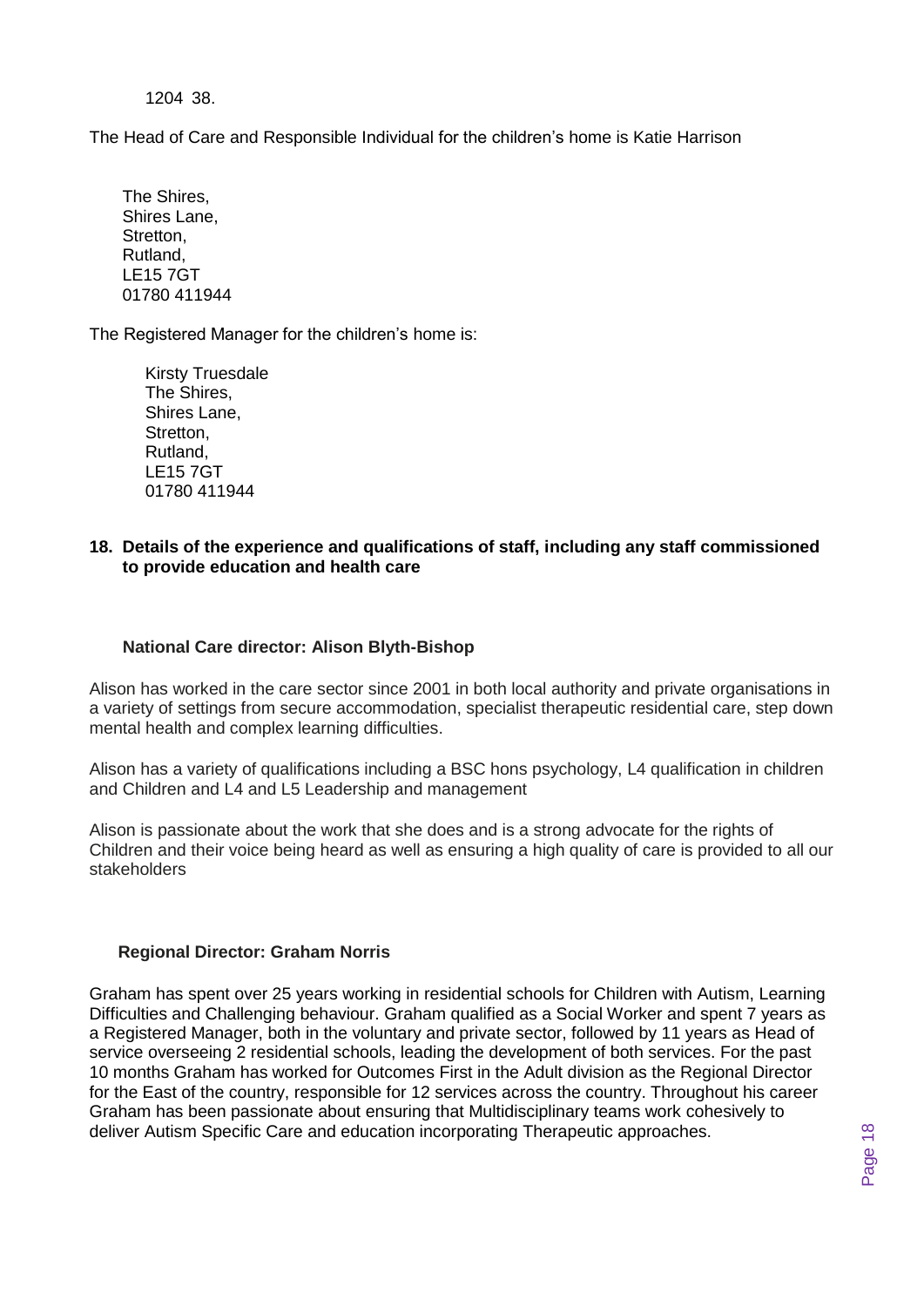1204 38.

The Head of Care and Responsible Individual for the children's home is Katie Harrison

The Shires,  
Shires Lane,  
Stretton,  
Rutland,  
LE15 7GT  
01780 411944

The Registered Manager for the children's home is:

Kirsty Truesdale  
The Shires,  
Shires Lane,  
Stretton,  
Rutland,  
LE15 7GT  
01780 411944

## 18. Details of the experience and qualifications of staff, including any staff commissioned to provide education and health care

**National Care director: Alison Blyth-Bishop**

Alison has worked in the care sector since 2001 in both local authority and private organisations in a variety of settings from secure accommodation, specialist therapeutic residential care, step down mental health and complex learning difficulties.

Alison has a variety of qualifications including a BSC hons psychology, L4 qualification in children and Children and L4 and L5 Leadership and management

Alison is passionate about the work that she does and is a strong advocate for the rights of Children and their voice being heard as well as ensuring a high quality of care is provided to all our stakeholders

**Regional Director: Graham Norris**

Graham has spent over 25 years working in residential schools for Children with Autism, Learning Difficulties and Challenging behaviour. Graham qualified as a Social Worker and spent 7 years as a Registered Manager, both in the voluntary and private sector, followed by 11 years as Head of service overseeing 2 residential schools, leading the development of both services. For the past 10 months Graham has worked for Outcomes First in the Adult division as the Regional Director for the East of the country, responsible for 12 services across the country. Throughout his career Graham has been passionate about ensuring that Multidisciplinary teams work cohesively to deliver Autism Specific Care and education incorporating Therapeutic approaches.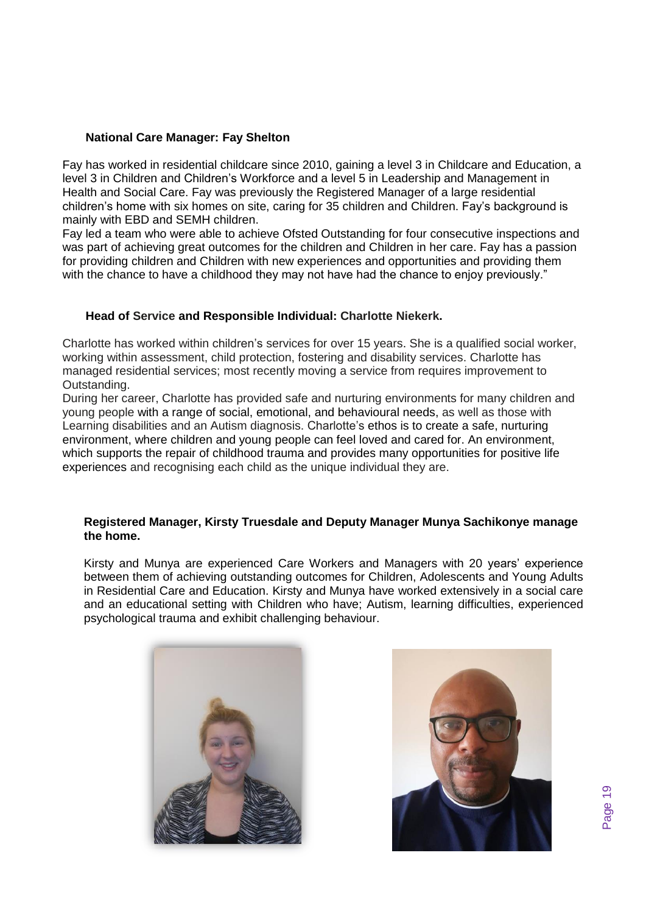**National Care Manager: Fay Shelton**

Fay has worked in residential childcare since 2010, gaining a level 3 in Childcare and Education, a level 3 in Children and Children's Workforce and a level 5 in Leadership and Management in Health and Social Care. Fay was previously the Registered Manager of a large residential children's home with six homes on site, caring for 35 children and Children. Fay's background is mainly with EBD and SEMH children.
Fay led a team who were able to achieve Ofsted Outstanding for four consecutive inspections and was part of achieving great outcomes for the children and Children in her care. Fay has a passion for providing children and Children with new experiences and opportunities and providing them with the chance to have a childhood they may not have had the chance to enjoy previously."

**Head of Service and Responsible Individual: Charlotte Niekerk.**

Charlotte has worked within children's services for over 15 years. She is a qualified social worker, working within assessment, child protection, fostering and disability services. Charlotte has managed residential services; most recently moving a service from requires improvement to Outstanding.
During her career, Charlotte has provided safe and nurturing environments for many children and young people with a range of social, emotional, and behavioural needs, as well as those with Learning disabilities and an Autism diagnosis. Charlotte's ethos is to create a safe, nurturing environment, where children and young people can feel loved and cared for. An environment, which supports the repair of childhood trauma and provides many opportunities for positive life experiences and recognising each child as the unique individual they are.

**Registered Manager, Kirsty Truesdale and Deputy Manager Munya Sachikonye manage the home.**

Kirsty and Munya are experienced Care Workers and Managers with 20 years' experience between them of achieving outstanding outcomes for Children, Adolescents and Young Adults in Residential Care and Education. Kirsty and Munya have worked extensively in a social care and an educational setting with Children who have; Autism, learning difficulties, experienced psychological trauma and exhibit challenging behaviour.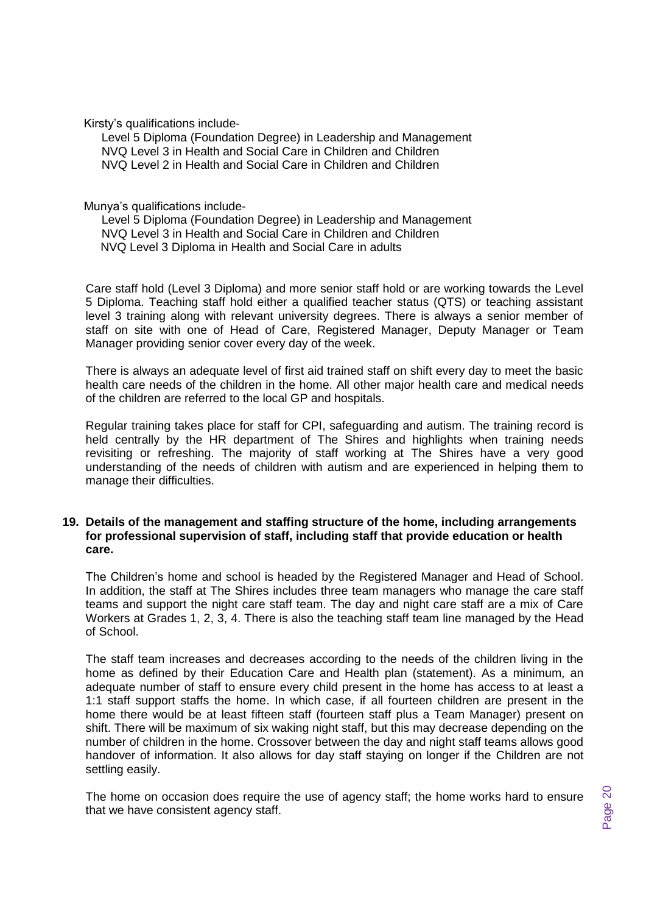Kirsty's qualifications include-

- Level 5 Diploma (Foundation Degree) in Leadership and Management
- NVQ Level 3 in Health and Social Care in Children and Children
- NVQ Level 2 in Health and Social Care in Children and Children

Munya's qualifications include-

- Level 5 Diploma (Foundation Degree) in Leadership and Management
- NVQ Level 3 in Health and Social Care in Children and Children
- NVQ Level 3 Diploma in Health and Social Care in adults

Care staff hold (Level 3 Diploma) and more senior staff hold or are working towards the Level 5 Diploma. Teaching staff hold either a qualified teacher status (QTS) or teaching assistant level 3 training along with relevant university degrees. There is always a senior member of staff on site with one of Head of Care, Registered Manager, Deputy Manager or Team Manager providing senior cover every day of the week.

There is always an adequate level of first aid trained staff on shift every day to meet the basic health care needs of the children in the home. All other major health care and medical needs of the children are referred to the local GP and hospitals.

Regular training takes place for staff for CPI, safeguarding and autism. The training record is held centrally by the HR department of The Shires and highlights when training needs revisiting or refreshing. The majority of staff working at The Shires have a very good understanding of the needs of children with autism and are experienced in helping them to manage their difficulties.

## 19. Details of the management and staffing structure of the home, including arrangements for professional supervision of staff, including staff that provide education or health care.

The Children's home and school is headed by the Registered Manager and Head of School. In addition, the staff at The Shires includes three team managers who manage the care staff teams and support the night care staff team. The day and night care staff are a mix of Care Workers at Grades 1, 2, 3, 4. There is also the teaching staff team line managed by the Head of School.

The staff team increases and decreases according to the needs of the children living in the home as defined by their Education Care and Health plan (statement). As a minimum, an adequate number of staff to ensure every child present in the home has access to at least a 1:1 staff support staffs the home. In which case, if all fourteen children are present in the home there would be at least fifteen staff (fourteen staff plus a Team Manager) present on shift. There will be maximum of six waking night staff, but this may decrease depending on the number of children in the home. Crossover between the day and night staff teams allows good handover of information. It also allows for day staff staying on longer if the Children are not settling easily.

The home on occasion does require the use of agency staff; the home works hard to ensure that we have consistent agency staff.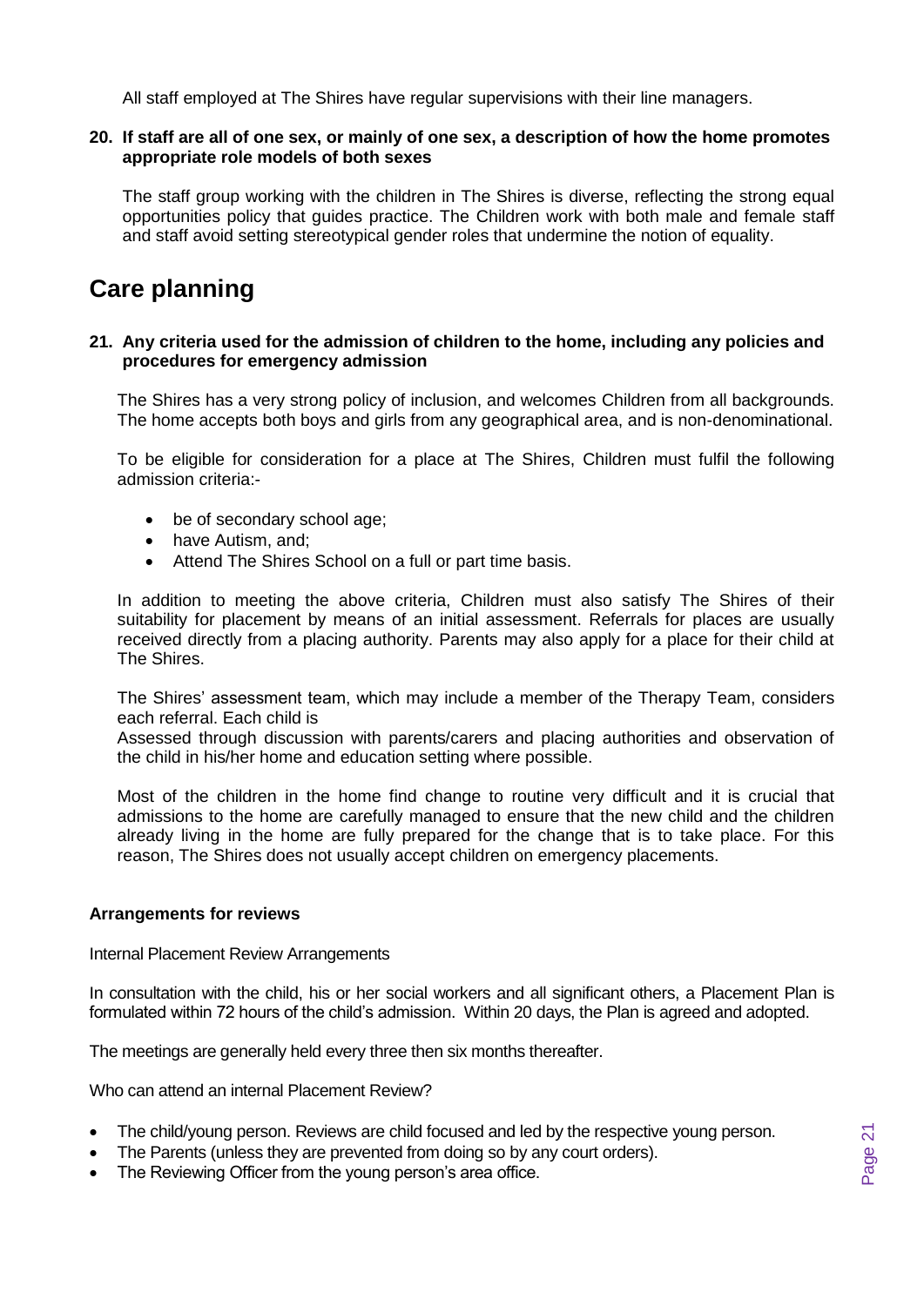All staff employed at The Shires have regular supervisions with their line managers.

**20. If staff are all of one sex, or mainly of one sex, a description of how the home promotes appropriate role models of both sexes**

The staff group working with the children in The Shires is diverse, reflecting the strong equal opportunities policy that guides practice. The Children work with both male and female staff and staff avoid setting stereotypical gender roles that undermine the notion of equality.

# Care planning

**21. Any criteria used for the admission of children to the home, including any policies and procedures for emergency admission**

The Shires has a very strong policy of inclusion, and welcomes Children from all backgrounds. The home accepts both boys and girls from any geographical area, and is non-denominational.

To be eligible for consideration for a place at The Shires, Children must fulfil the following admission criteria:-

- be of secondary school age;
- have Autism, and;
- Attend The Shires School on a full or part time basis.

In addition to meeting the above criteria, Children must also satisfy The Shires of their suitability for placement by means of an initial assessment. Referrals for places are usually received directly from a placing authority. Parents may also apply for a place for their child at The Shires.

The Shires' assessment team, which may include a member of the Therapy Team, considers each referral. Each child is
Assessed through discussion with parents/carers and placing authorities and observation of the child in his/her home and education setting where possible.

Most of the children in the home find change to routine very difficult and it is crucial that admissions to the home are carefully managed to ensure that the new child and the children already living in the home are fully prepared for the change that is to take place. For this reason, The Shires does not usually accept children on emergency placements.

**Arrangements for reviews**

Internal Placement Review Arrangements

In consultation with the child, his or her social workers and all significant others, a Placement Plan is formulated within 72 hours of the child's admission. Within 20 days, the Plan is agreed and adopted.

The meetings are generally held every three then six months thereafter.

Who can attend an internal Placement Review?

- The child/young person. Reviews are child focused and led by the respective young person.
- The Parents (unless they are prevented from doing so by any court orders).
- The Reviewing Officer from the young person's area office.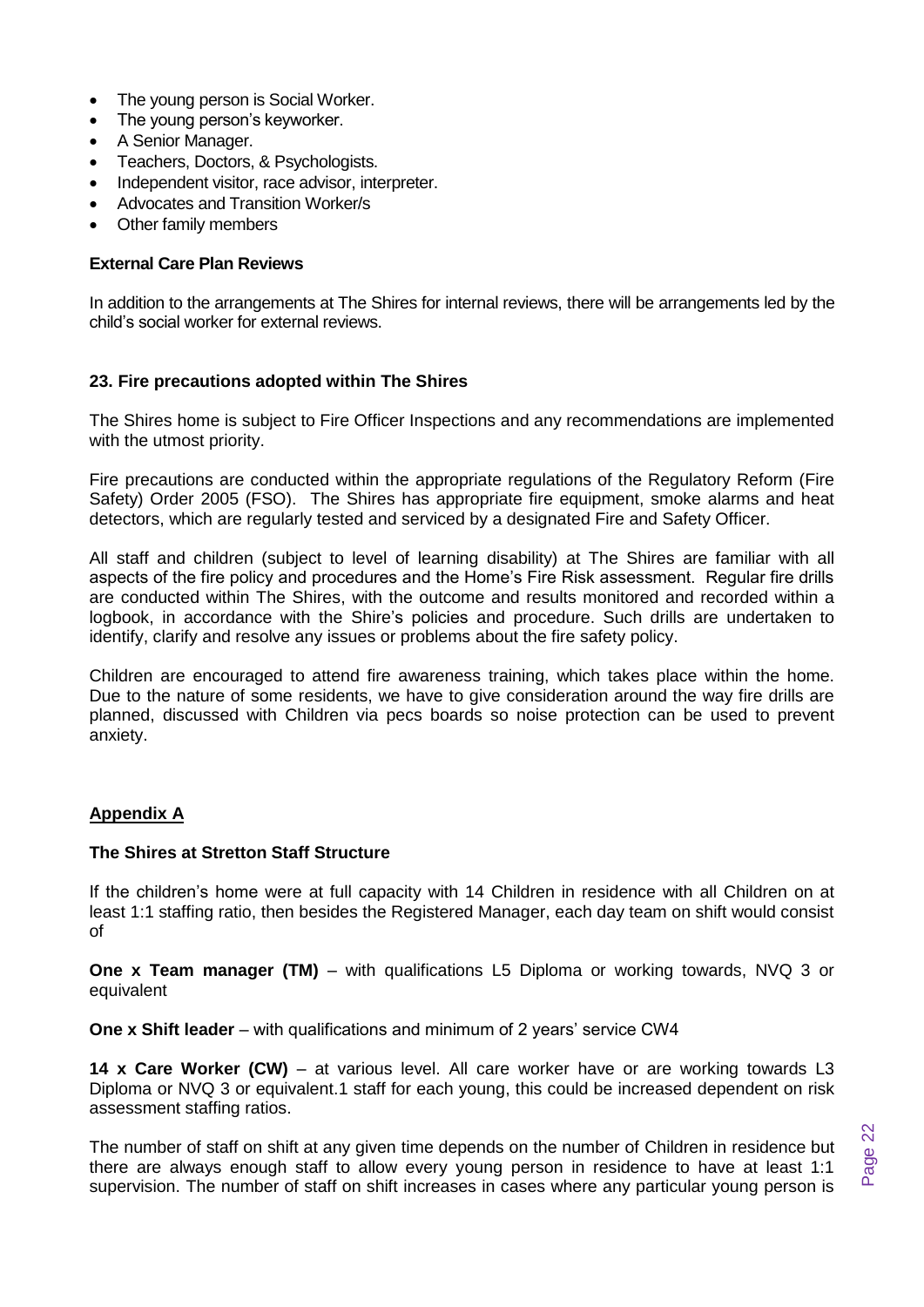- The young person is Social Worker.
- The young person's keyworker.
- A Senior Manager.
- Teachers, Doctors, & Psychologists.
- Independent visitor, race advisor, interpreter.
- Advocates and Transition Worker/s
- Other family members

**External Care Plan Reviews**

In addition to the arrangements at The Shires for internal reviews, there will be arrangements led by the child's social worker for external reviews.

**23. Fire precautions adopted within The Shires**

The Shires home is subject to Fire Officer Inspections and any recommendations are implemented with the utmost priority.

Fire precautions are conducted within the appropriate regulations of the Regulatory Reform (Fire Safety) Order 2005 (FSO). The Shires has appropriate fire equipment, smoke alarms and heat detectors, which are regularly tested and serviced by a designated Fire and Safety Officer.

All staff and children (subject to level of learning disability) at The Shires are familiar with all aspects of the fire policy and procedures and the Home's Fire Risk assessment. Regular fire drills are conducted within The Shires, with the outcome and results monitored and recorded within a logbook, in accordance with the Shire's policies and procedure. Such drills are undertaken to identify, clarify and resolve any issues or problems about the fire safety policy.

Children are encouraged to attend fire awareness training, which takes place within the home. Due to the nature of some residents, we have to give consideration around the way fire drills are planned, discussed with Children via pecs boards so noise protection can be used to prevent anxiety.

**Appendix A**

**The Shires at Stretton Staff Structure**

If the children's home were at full capacity with 14 Children in residence with all Children on at least 1:1 staffing ratio, then besides the Registered Manager, each day team on shift would consist of

**One x Team manager (TM)** – with qualifications L5 Diploma or working towards, NVQ 3 or equivalent

**One x Shift leader** – with qualifications and minimum of 2 years' service CW4

**14 x Care Worker (CW)** – at various level. All care worker have or are working towards L3 Diploma or NVQ 3 or equivalent.1 staff for each young, this could be increased dependent on risk assessment staffing ratios.

The number of staff on shift at any given time depends on the number of Children in residence but there are always enough staff to allow every young person in residence to have at least 1:1 supervision. The number of staff on shift increases in cases where any particular young person is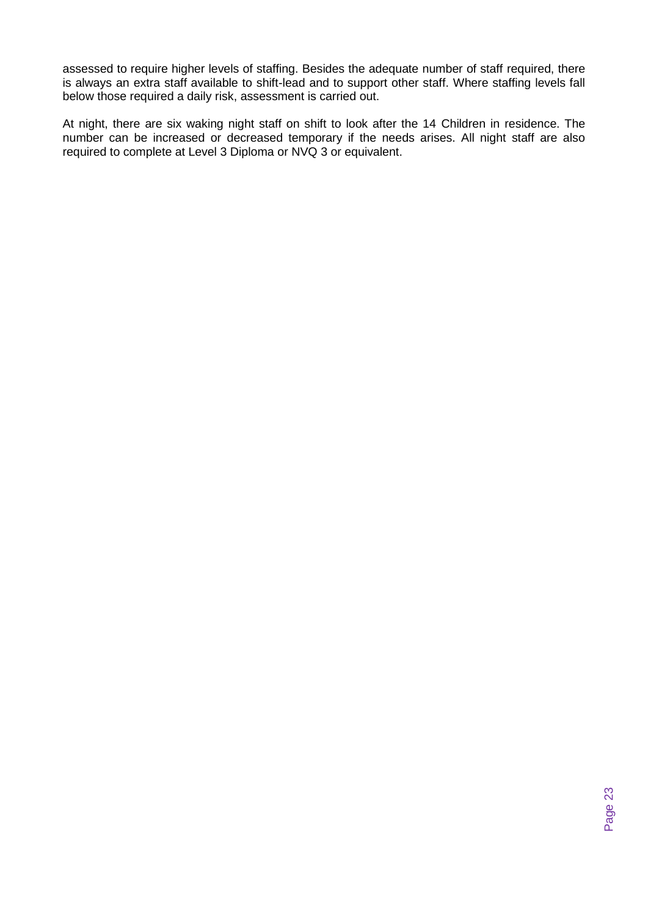assessed to require higher levels of staffing. Besides the adequate number of staff required, there is always an extra staff available to shift-lead and to support other staff. Where staffing levels fall below those required a daily risk, assessment is carried out.

At night, there are six waking night staff on shift to look after the 14 Children in residence. The number can be increased or decreased temporary if the needs arises. All night staff are also required to complete at Level 3 Diploma or NVQ 3 or equivalent.